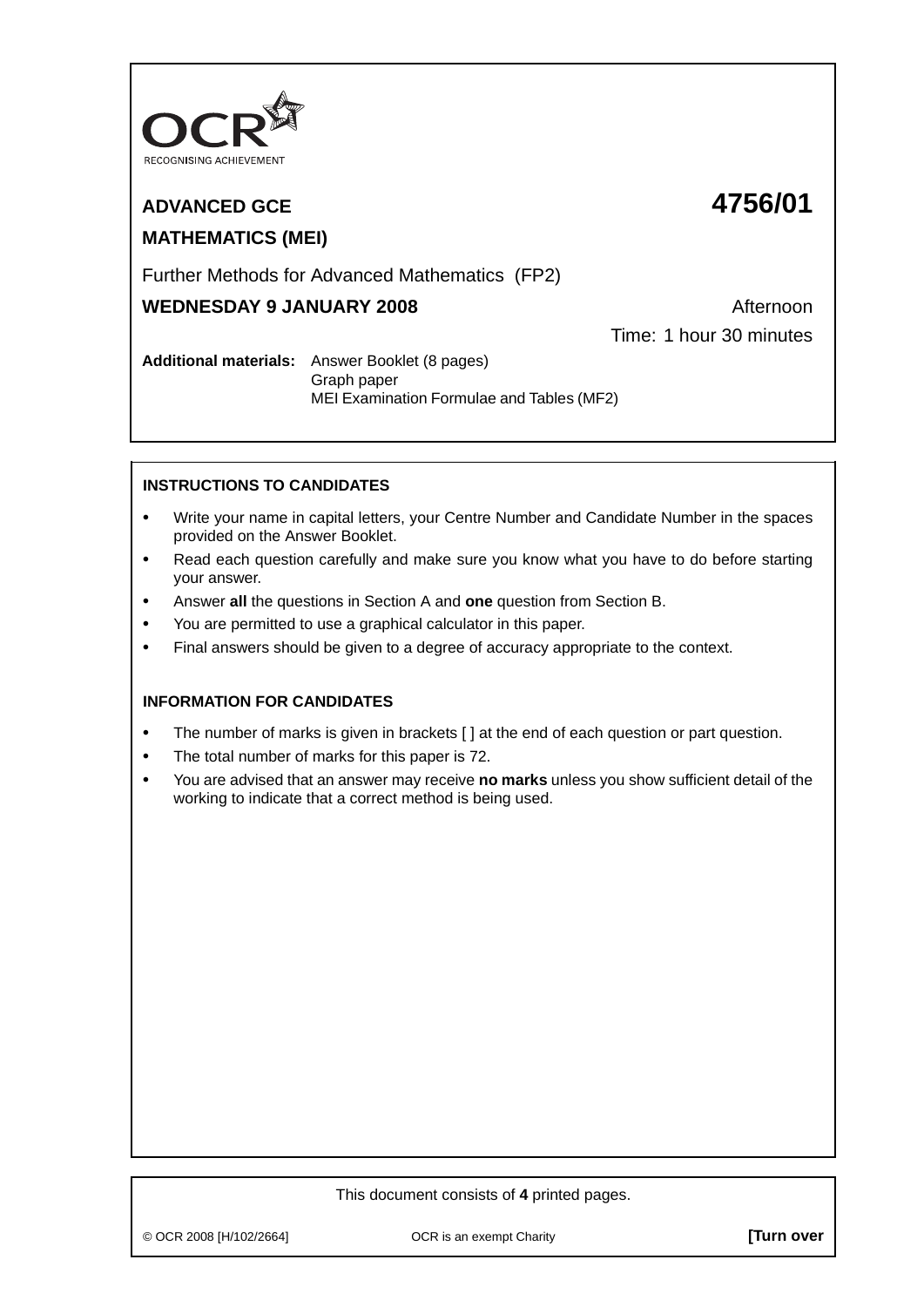OCR
RECOGNISING ACHIEVEMENT

# ADVANCED GCE **4756/01**

## MATHEMATICS (MEI)

Further Methods for Advanced Mathematics (FP2)

**WEDNESDAY 9 JANUARY 2008** Afternoon

Time: 1 hour 30 minutes

**Additional materials:** Answer Booklet (8 pages)
Graph paper
MEI Examination Formulae and Tables (MF2)

### INSTRUCTIONS TO CANDIDATES

- Write your name in capital letters, your Centre Number and Candidate Number in the spaces provided on the Answer Booklet.
- Read each question carefully and make sure you know what you have to do before starting your answer.
- Answer **all** the questions in Section A and **one** question from Section B.
- You are permitted to use a graphical calculator in this paper.
- Final answers should be given to a degree of accuracy appropriate to the context.

### INFORMATION FOR CANDIDATES

- The number of marks is given in brackets [ ] at the end of each question or part question.
- The total number of marks for this paper is 72.
- You are advised that an answer may receive **no marks** unless you show sufficient detail of the working to indicate that a correct method is being used.

This document consists of **4** printed pages.

© OCR 2008 [H/102/2664] OCR is an exempt Charity **[Turn over**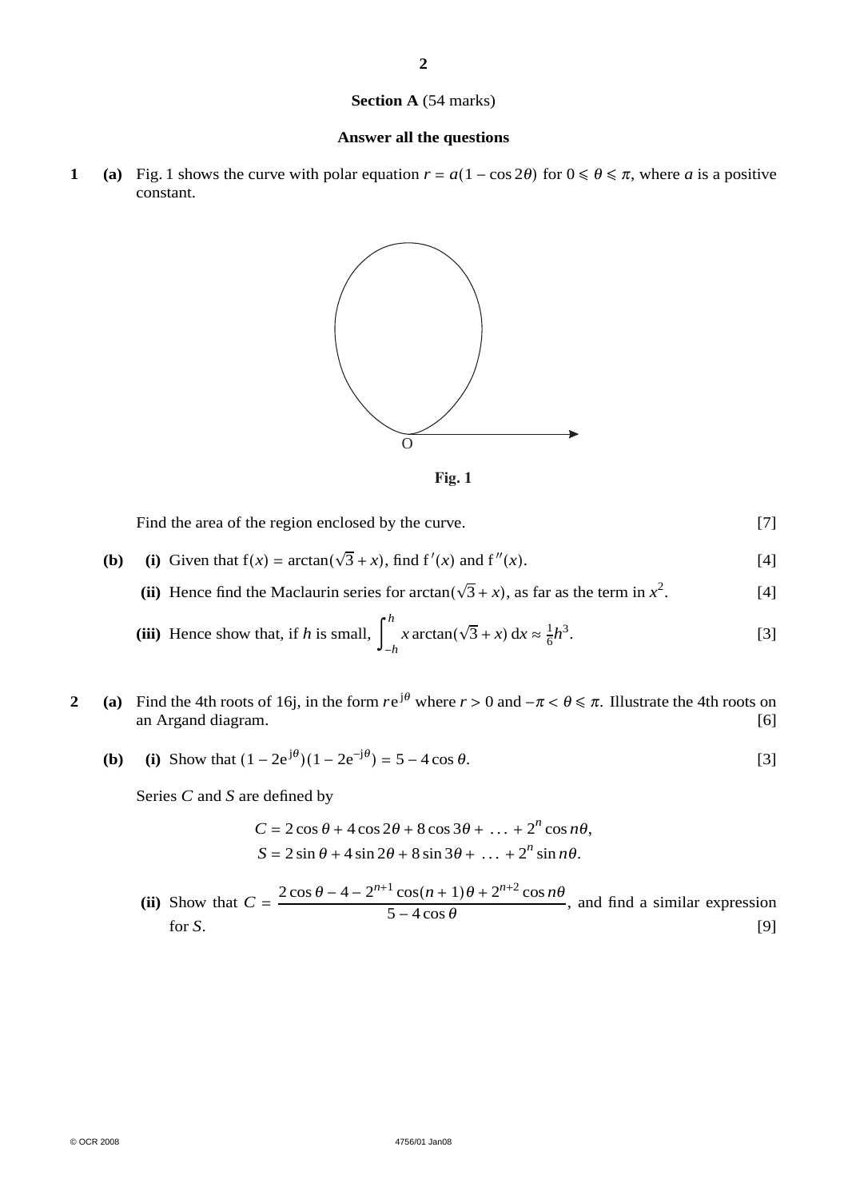**Section A** (54 marks)

**Answer all the questions**

**1** **(a)** Fig. 1 shows the curve with polar equation $r = a(1 - \cos 2\theta)$ for $0 \leqslant \theta \leqslant \pi$, where $a$ is a positive constant.

**Fig. 1**

Find the area of the region enclosed by the curve. [7]

**(b)** **(i)** Given that $\mathrm{f}(x) = \arctan(\sqrt{3} + x)$, find $\mathrm{f}'(x)$ and $\mathrm{f}''(x)$. [4]

**(ii)** Hence find the Maclaurin series for $\arctan(\sqrt{3} + x)$, as far as the term in $x^2$. [4]

**(iii)** Hence show that, if $h$ is small, $\displaystyle\int_{-h}^{h} x \arctan(\sqrt{3} + x)\,\mathrm{d}x \approx \tfrac{1}{6}h^3$. [3]

**2** **(a)** Find the 4th roots of 16j, in the form $r\mathrm{e}^{\mathrm{j}\theta}$ where $r > 0$ and $-\pi < \theta \leqslant \pi$. Illustrate the 4th roots on an Argand diagram. [6]

**(b)** **(i)** Show that $(1 - 2\mathrm{e}^{\mathrm{j}\theta})(1 - 2\mathrm{e}^{-\mathrm{j}\theta}) = 5 - 4\cos\theta$. [3]

Series $C$ and $S$ are defined by

$$C = 2\cos\theta + 4\cos 2\theta + 8\cos 3\theta + \ldots + 2^n \cos n\theta,$$
$$S = 2\sin\theta + 4\sin 2\theta + 8\sin 3\theta + \ldots + 2^n \sin n\theta.$$

**(ii)** Show that $C = \dfrac{2\cos\theta - 4 - 2^{n+1}\cos(n+1)\theta + 2^{n+2}\cos n\theta}{5 - 4\cos\theta}$, and find a similar expression for $S$. [9]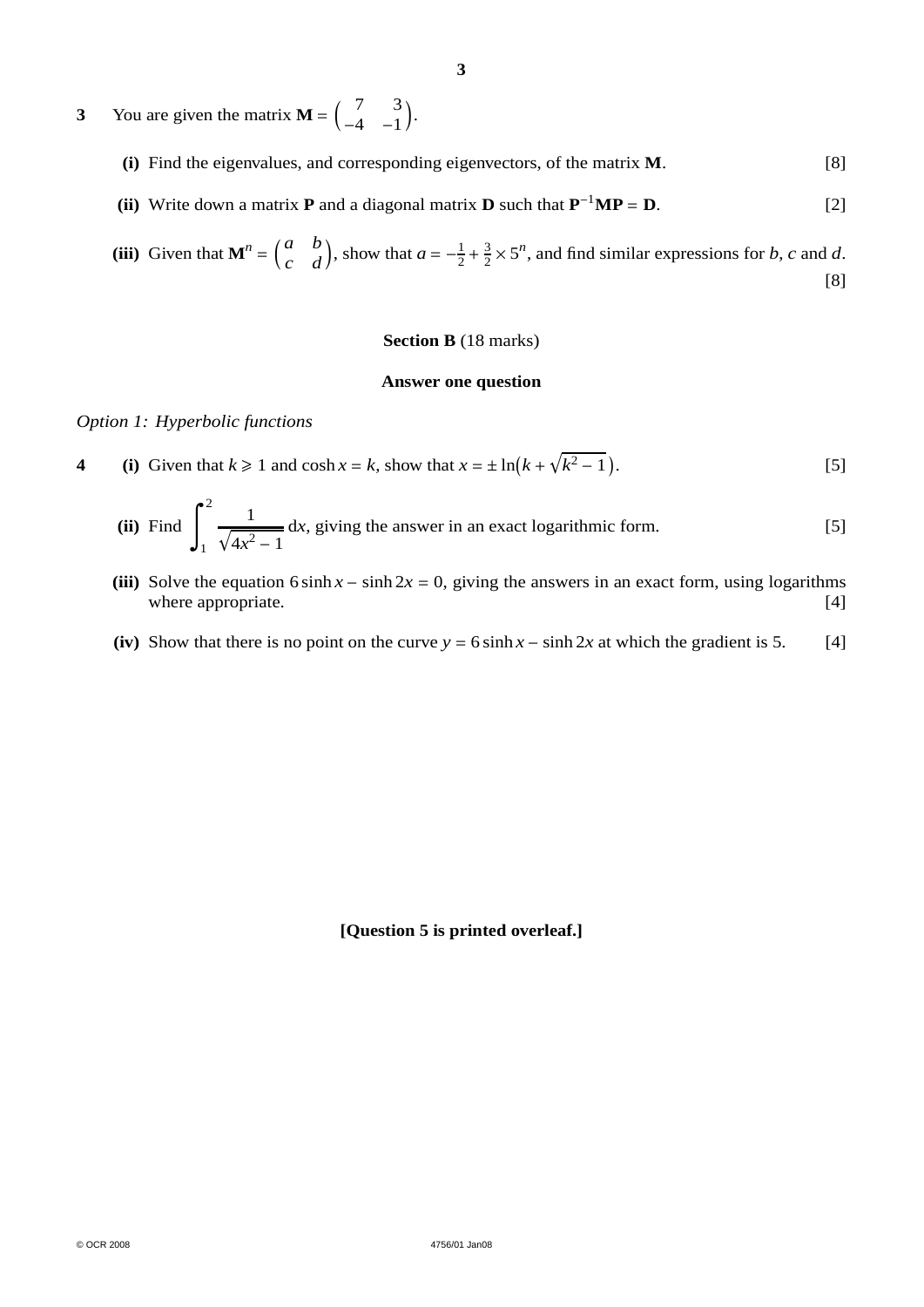**3** You are given the matrix $\mathbf{M} = \begin{pmatrix} 7 & 3 \\ -4 & -1 \end{pmatrix}$.

**(i)** Find the eigenvalues, and corresponding eigenvectors, of the matrix $\mathbf{M}$. [8]

**(ii)** Write down a matrix $\mathbf{P}$ and a diagonal matrix $\mathbf{D}$ such that $\mathbf{P}^{-1}\mathbf{MP} = \mathbf{D}$. [2]

**(iii)** Given that $\mathbf{M}^n = \begin{pmatrix} a & b \\ c & d \end{pmatrix}$, show that $a = -\frac{1}{2} + \frac{3}{2} \times 5^n$, and find similar expressions for $b$, $c$ and $d$. [8]

## Section B (18 marks)

**Answer one question**

*Option 1: Hyperbolic functions*

**4** **(i)** Given that $k \geqslant 1$ and $\cosh x = k$, show that $x = \pm \ln\left(k + \sqrt{k^2 - 1}\right)$. [5]

**(ii)** Find $\displaystyle\int_1^2 \frac{1}{\sqrt{4x^2 - 1}}\, \mathrm{d}x$, giving the answer in an exact logarithmic form. [5]

**(iii)** Solve the equation $6 \sinh x - \sinh 2x = 0$, giving the answers in an exact form, using logarithms where appropriate. [4]

**(iv)** Show that there is no point on the curve $y = 6 \sinh x - \sinh 2x$ at which the gradient is 5. [4]

**[Question 5 is printed overleaf.]**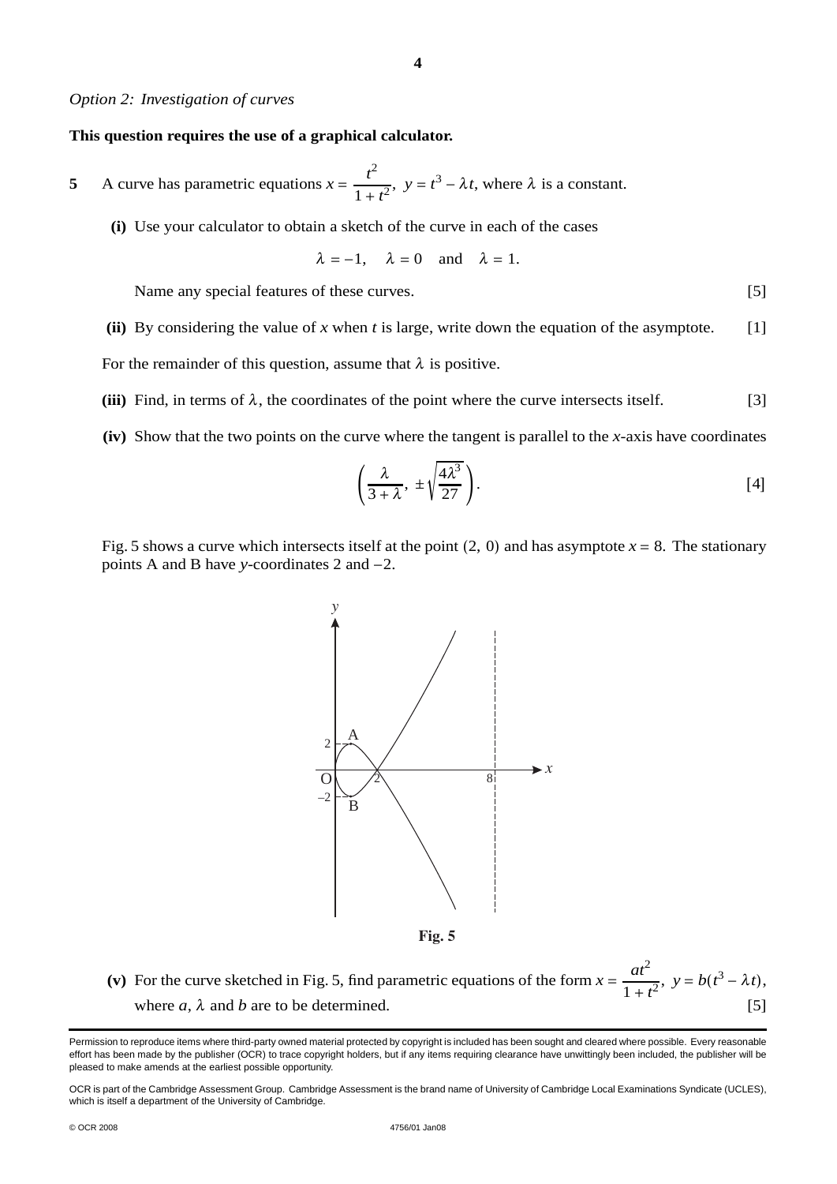*Option 2: Investigation of curves*

**This question requires the use of a graphical calculator.**

**5** A curve has parametric equations $x = \dfrac{t^2}{1 + t^2}$, $y = t^3 - \lambda t$, where $\lambda$ is a constant.

**(i)** Use your calculator to obtain a sketch of the curve in each of the cases

$$\lambda = -1, \quad \lambda = 0 \quad \text{and} \quad \lambda = 1.$$

Name any special features of these curves. [5]

**(ii)** By considering the value of $x$ when $t$ is large, write down the equation of the asymptote. [1]

For the remainder of this question, assume that $\lambda$ is positive.

**(iii)** Find, in terms of $\lambda$, the coordinates of the point where the curve intersects itself. [3]

**(iv)** Show that the two points on the curve where the tangent is parallel to the $x$-axis have coordinates

$$\left( \frac{\lambda}{3 + \lambda}, \pm\sqrt{\frac{4\lambda^3}{27}} \right).$$ [4]

Fig. 5 shows a curve which intersects itself at the point (2, 0) and has asymptote $x = 8$. The stationary points A and B have $y$-coordinates 2 and $-2$.

y
x
O
2
A
2
8
−2
B

**Fig. 5**

**(v)** For the curve sketched in Fig. 5, find parametric equations of the form $x = \dfrac{at^2}{1 + t^2}$, $y = b(t^3 - \lambda t)$, where $a$, $\lambda$ and $b$ are to be determined. [5]

Permission to reproduce items where third-party owned material protected by copyright is included has been sought and cleared where possible. Every reasonable effort has been made by the publisher (OCR) to trace copyright holders, but if any items requiring clearance have unwittingly been included, the publisher will be pleased to make amends at the earliest possible opportunity.

OCR is part of the Cambridge Assessment Group. Cambridge Assessment is the brand name of University of Cambridge Local Examinations Syndicate (UCLES), which is itself a department of the University of Cambridge.